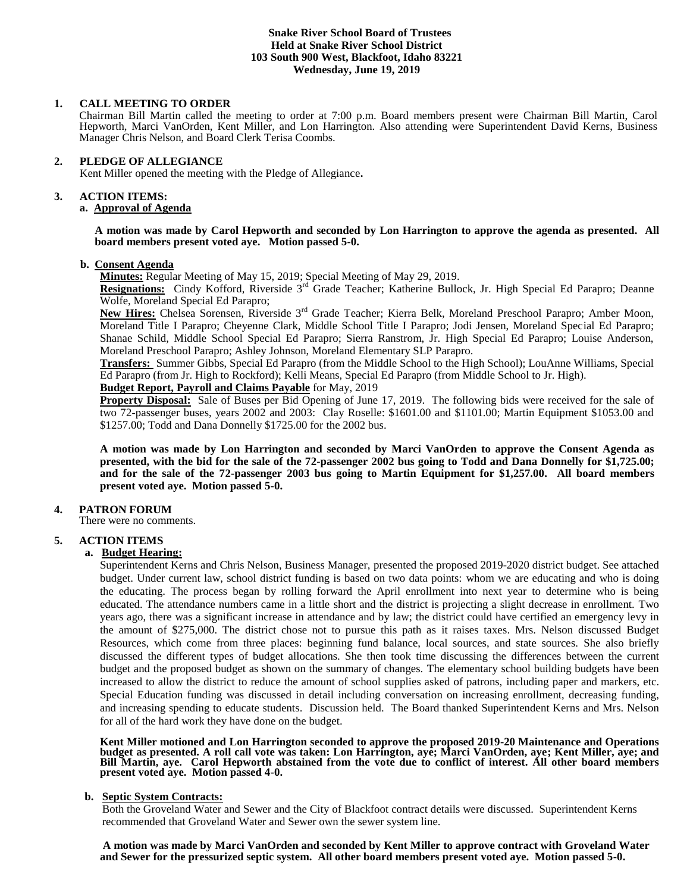**Snake River School Board of Trustees**
**Held at Snake River School District**
**103 South 900 West, Blackfoot, Idaho 83221**
**Wednesday, June 19, 2019**

**1. CALL MEETING TO ORDER**

Chairman Bill Martin called the meeting to order at 7:00 p.m. Board members present were Chairman Bill Martin, Carol Hepworth, Marci VanOrden, Kent Miller, and Lon Harrington. Also attending were Superintendent David Kerns, Business Manager Chris Nelson, and Board Clerk Terisa Coombs.

**2. PLEDGE OF ALLEGIANCE**

Kent Miller opened the meeting with the Pledge of Allegiance**.**

**3. ACTION ITEMS:**

**a. Approval of Agenda**

**A motion was made by Carol Hepworth and seconded by Lon Harrington to approve the agenda as presented. All board members present voted aye. Motion passed 5-0.**

**b. Consent Agenda**

**Minutes:** Regular Meeting of May 15, 2019; Special Meeting of May 29, 2019.

**Resignations:** Cindy Kofford, Riverside 3rd Grade Teacher; Katherine Bullock, Jr. High Special Ed Parapro; Deanne Wolfe, Moreland Special Ed Parapro;

**New Hires:** Chelsea Sorensen, Riverside 3rd Grade Teacher; Kierra Belk, Moreland Preschool Parapro; Amber Moon, Moreland Title I Parapro; Cheyenne Clark, Middle School Title I Parapro; Jodi Jensen, Moreland Special Ed Parapro; Shanae Schild, Middle School Special Ed Parapro; Sierra Ranstrom, Jr. High Special Ed Parapro; Louise Anderson, Moreland Preschool Parapro; Ashley Johnson, Moreland Elementary SLP Parapro.

**Transfers:** Summer Gibbs, Special Ed Parapro (from the Middle School to the High School); LouAnne Williams, Special Ed Parapro (from Jr. High to Rockford); Kelli Means, Special Ed Parapro (from Middle School to Jr. High).

**Budget Report, Payroll and Claims Payable** for May, 2019

**Property Disposal:** Sale of Buses per Bid Opening of June 17, 2019. The following bids were received for the sale of two 72-passenger buses, years 2002 and 2003: Clay Roselle: $1601.00 and $1101.00; Martin Equipment $1053.00 and $1257.00; Todd and Dana Donnelly $1725.00 for the 2002 bus.

**A motion was made by Lon Harrington and seconded by Marci VanOrden to approve the Consent Agenda as presented, with the bid for the sale of the 72-passenger 2002 bus going to Todd and Dana Donnelly for $1,725.00; and for the sale of the 72-passenger 2003 bus going to Martin Equipment for $1,257.00. All board members present voted aye. Motion passed 5-0.**

**4. PATRON FORUM**

There were no comments.

**5. ACTION ITEMS**

**a. Budget Hearing:**

Superintendent Kerns and Chris Nelson, Business Manager, presented the proposed 2019-2020 district budget. See attached budget. Under current law, school district funding is based on two data points: whom we are educating and who is doing the educating. The process began by rolling forward the April enrollment into next year to determine who is being educated. The attendance numbers came in a little short and the district is projecting a slight decrease in enrollment. Two years ago, there was a significant increase in attendance and by law; the district could have certified an emergency levy in the amount of $275,000. The district chose not to pursue this path as it raises taxes. Mrs. Nelson discussed Budget Resources, which come from three places: beginning fund balance, local sources, and state sources. She also briefly discussed the different types of budget allocations. She then took time discussing the differences between the current budget and the proposed budget as shown on the summary of changes. The elementary school building budgets have been increased to allow the district to reduce the amount of school supplies asked of patrons, including paper and markers, etc. Special Education funding was discussed in detail including conversation on increasing enrollment, decreasing funding, and increasing spending to educate students. Discussion held. The Board thanked Superintendent Kerns and Mrs. Nelson for all of the hard work they have done on the budget.

**Kent Miller motioned and Lon Harrington seconded to approve the proposed 2019-20 Maintenance and Operations budget as presented. A roll call vote was taken: Lon Harrington, aye; Marci VanOrden, aye; Kent Miller, aye; and Bill Martin, aye. Carol Hepworth abstained from the vote due to conflict of interest. All other board members present voted aye. Motion passed 4-0.**

**b. Septic System Contracts:**

Both the Groveland Water and Sewer and the City of Blackfoot contract details were discussed. Superintendent Kerns recommended that Groveland Water and Sewer own the sewer system line.

**A motion was made by Marci VanOrden and seconded by Kent Miller to approve contract with Groveland Water and Sewer for the pressurized septic system. All other board members present voted aye. Motion passed 5-0.**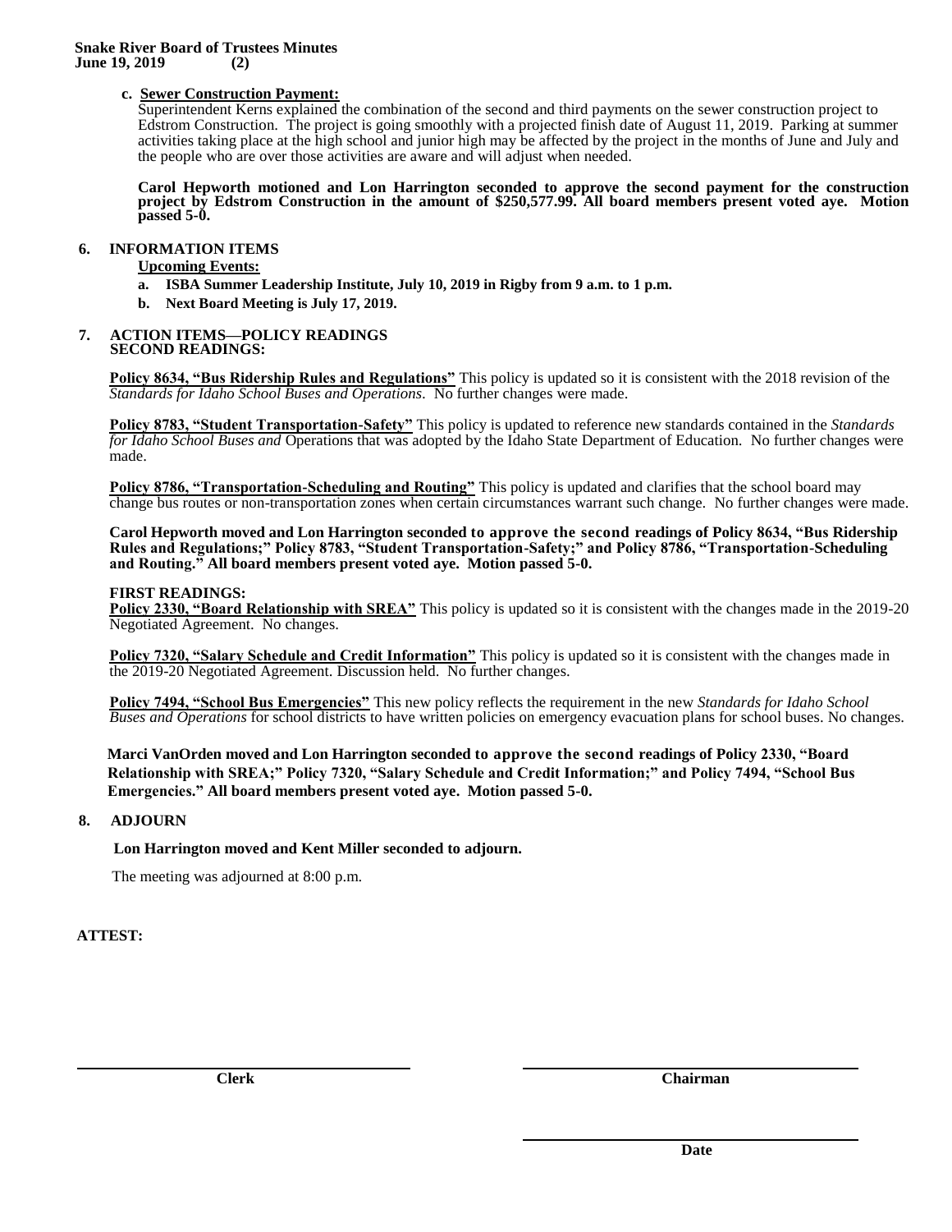**c. Sewer Construction Payment:**

Superintendent Kerns explained the combination of the second and third payments on the sewer construction project to Edstrom Construction. The project is going smoothly with a projected finish date of August 11, 2019. Parking at summer activities taking place at the high school and junior high may be affected by the project in the months of June and July and the people who are over those activities are aware and will adjust when needed.

**Carol Hepworth motioned and Lon Harrington seconded to approve the second payment for the construction project by Edstrom Construction in the amount of $250,577.99. All board members present voted aye. Motion passed 5-0.**

## 6. INFORMATION ITEMS

**Upcoming Events:**

- **a. ISBA Summer Leadership Institute, July 10, 2019 in Rigby from 9 a.m. to 1 p.m.**
- **b. Next Board Meeting is July 17, 2019.**

## 7. ACTION ITEMS—POLICY READINGS

**SECOND READINGS:**

**Policy 8634, "Bus Ridership Rules and Regulations"** This policy is updated so it is consistent with the 2018 revision of the *Standards for Idaho School Buses and Operations*. No further changes were made.

**Policy 8783, "Student Transportation-Safety"** This policy is updated to reference new standards contained in the *Standards for Idaho School Buses and* Operations that was adopted by the Idaho State Department of Education. No further changes were made.

**Policy 8786, "Transportation-Scheduling and Routing"** This policy is updated and clarifies that the school board may change bus routes or non-transportation zones when certain circumstances warrant such change. No further changes were made.

**Carol Hepworth moved and Lon Harrington seconded to approve the second readings of Policy 8634, "Bus Ridership Rules and Regulations;" Policy 8783, "Student Transportation-Safety;" and Policy 8786, "Transportation-Scheduling and Routing." All board members present voted aye. Motion passed 5-0.**

**FIRST READINGS:**

**Policy 2330, "Board Relationship with SREA"** This policy is updated so it is consistent with the changes made in the 2019-20 Negotiated Agreement. No changes.

**Policy 7320, "Salary Schedule and Credit Information"** This policy is updated so it is consistent with the changes made in the 2019-20 Negotiated Agreement. Discussion held. No further changes.

**Policy 7494, "School Bus Emergencies"** This new policy reflects the requirement in the new *Standards for Idaho School Buses and Operations* for school districts to have written policies on emergency evacuation plans for school buses. No changes.

**Marci VanOrden moved and Lon Harrington seconded to approve the second readings of Policy 2330, "Board Relationship with SREA;" Policy 7320, "Salary Schedule and Credit Information;" and Policy 7494, "School Bus Emergencies." All board members present voted aye. Motion passed 5-0.**

## 8. ADJOURN

**Lon Harrington moved and Kent Miller seconded to adjourn.**

The meeting was adjourned at 8:00 p.m.

**ATTEST:**

______________________________ **Clerk**

______________________________ **Chairman**

______________________________ **Date**